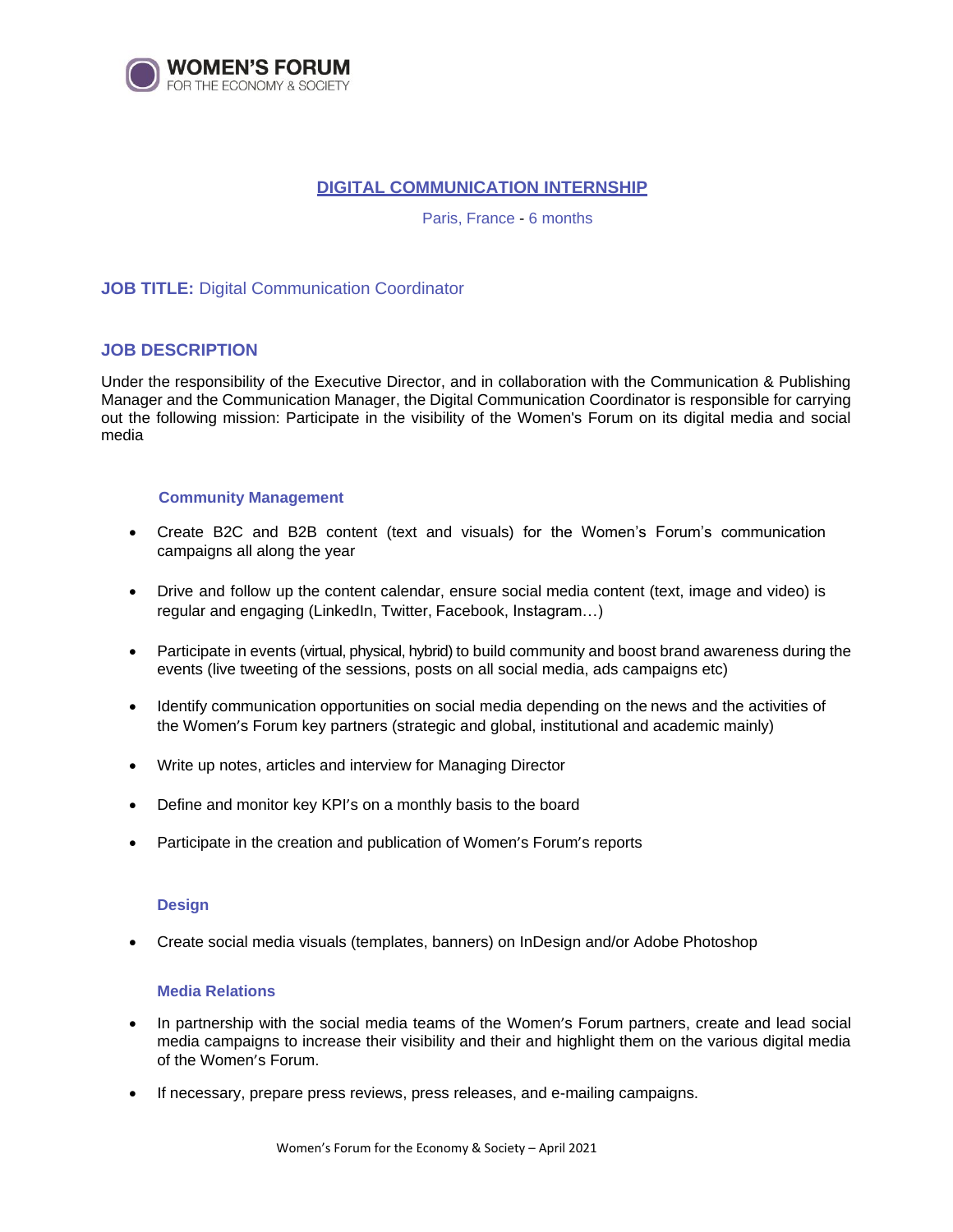WOMEN'S FORUM
FOR THE ECONOMY & SOCIETY

# DIGITAL COMMUNICATION INTERNSHIP

Paris, France - 6 months

## JOB TITLE: Digital Communication Coordinator

## JOB DESCRIPTION

Under the responsibility of the Executive Director, and in collaboration with the Communication & Publishing Manager and the Communication Manager, the Digital Communication Coordinator is responsible for carrying out the following mission: Participate in the visibility of the Women's Forum on its digital media and social media

### Community Management

- Create B2C and B2B content (text and visuals) for the Women's Forum's communication campaigns all along the year
- Drive and follow up the content calendar, ensure social media content (text, image and video) is regular and engaging (LinkedIn, Twitter, Facebook, Instagram…)
- Participate in events (virtual, physical, hybrid) to build community and boost brand awareness during the events (live tweeting of the sessions, posts on all social media, ads campaigns etc)
- Identify communication opportunities on social media depending on the news and the activities of the Women's Forum key partners (strategic and global, institutional and academic mainly)
- Write up notes, articles and interview for Managing Director
- Define and monitor key KPI's on a monthly basis to the board
- Participate in the creation and publication of Women's Forum's reports

### Design

- Create social media visuals (templates, banners) on InDesign and/or Adobe Photoshop

### Media Relations

- In partnership with the social media teams of the Women's Forum partners, create and lead social media campaigns to increase their visibility and their and highlight them on the various digital media of the Women's Forum.
- If necessary, prepare press reviews, press releases, and e-mailing campaigns.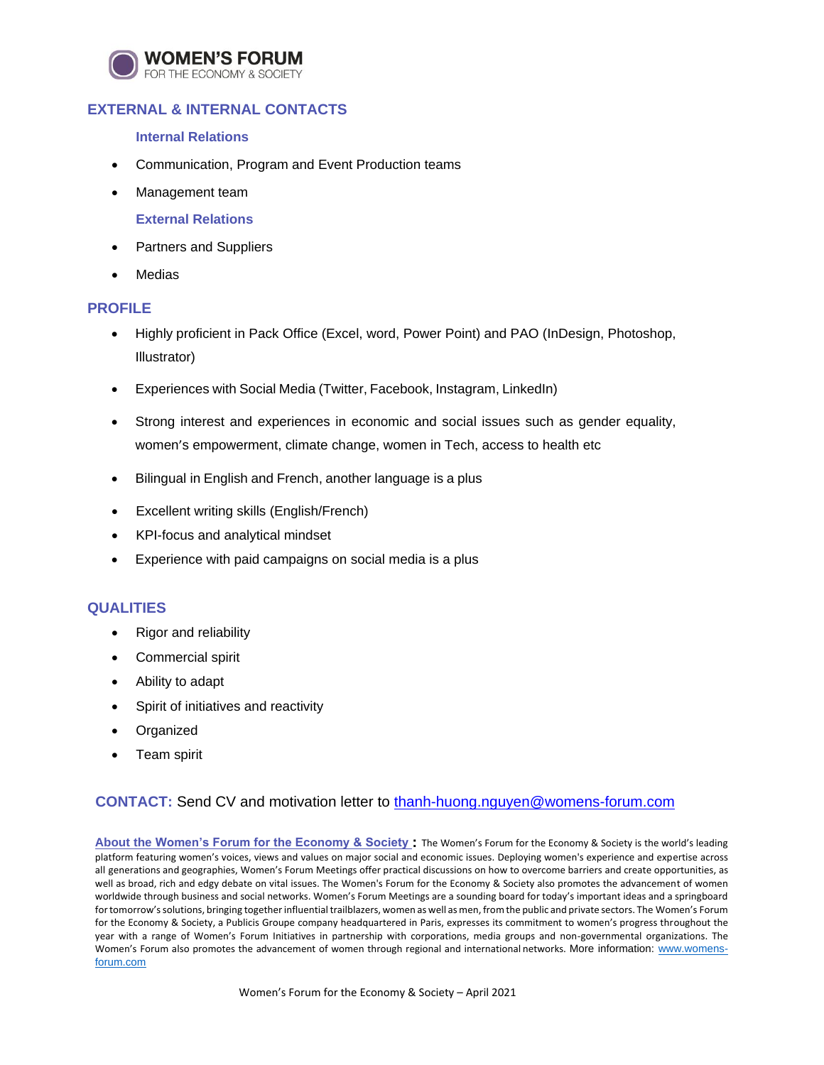## EXTERNAL & INTERNAL CONTACTS

### Internal Relations

- Communication, Program and Event Production teams
- Management team

### External Relations

- Partners and Suppliers
- Medias

## PROFILE

- Highly proficient in Pack Office (Excel, word, Power Point) and PAO (InDesign, Photoshop, Illustrator)
- Experiences with Social Media (Twitter, Facebook, Instagram, LinkedIn)
- Strong interest and experiences in economic and social issues such as gender equality, women's empowerment, climate change, women in Tech, access to health etc
- Bilingual in English and French, another language is a plus
- Excellent writing skills (English/French)
- KPI-focus and analytical mindset
- Experience with paid campaigns on social media is a plus

## QUALITIES

- Rigor and reliability
- Commercial spirit
- Ability to adapt
- Spirit of initiatives and reactivity
- Organized
- Team spirit

**CONTACT:** Send CV and motivation letter to thanh-huong.nguyen@womens-forum.com

**About the Women's Forum for the Economy & Society :** The Women's Forum for the Economy & Society is the world's leading platform featuring women's voices, views and values on major social and economic issues. Deploying women's experience and expertise across all generations and geographies, Women's Forum Meetings offer practical discussions on how to overcome barriers and create opportunities, as well as broad, rich and edgy debate on vital issues. The Women's Forum for the Economy & Society also promotes the advancement of women worldwide through business and social networks. Women's Forum Meetings are a sounding board for today's important ideas and a springboard for tomorrow's solutions, bringing together influential trailblazers, women as well as men, from the public and private sectors. The Women's Forum for the Economy & Society, a Publicis Groupe company headquartered in Paris, expresses its commitment to women's progress throughout the year with a range of Women's Forum Initiatives in partnership with corporations, media groups and non-governmental organizations. The Women's Forum also promotes the advancement of women through regional and international networks. More information: www.womens-forum.com

Women's Forum for the Economy & Society – April 2021